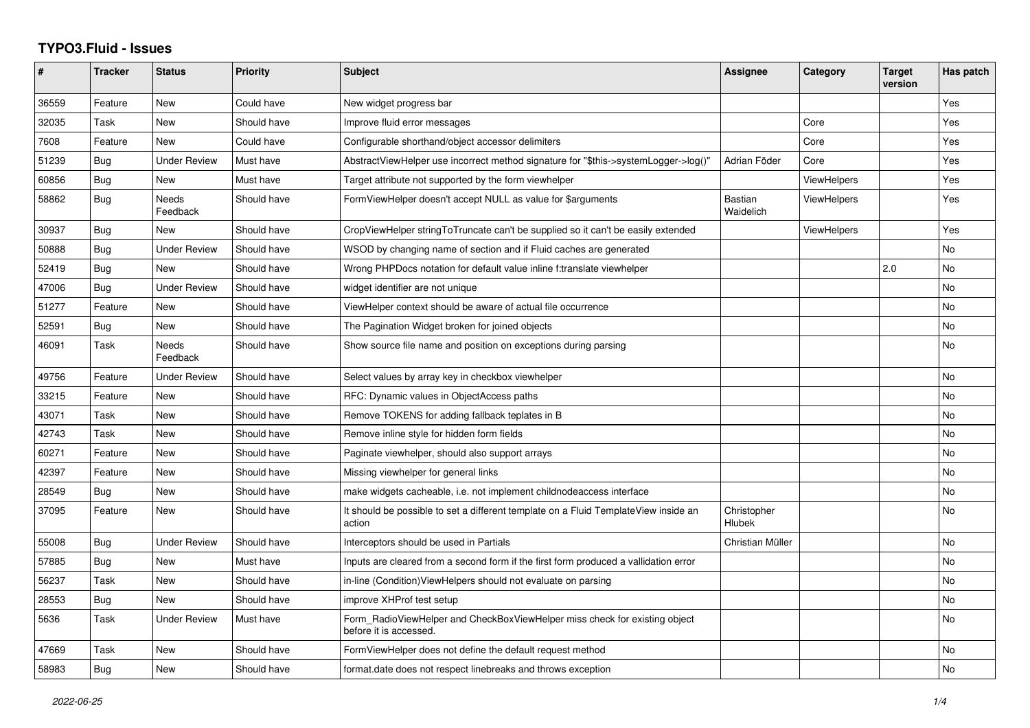# TYPO3.Fluid - Issues

| # | Tracker | Status | Priority | Subject | Assignee | Category | Target version | Has patch |
|---|---|---|---|---|---|---|---|---|
| 36559 | Feature | New | Could have | New widget progress bar | | | | Yes |
| 32035 | Task | New | Should have | Improve fluid error messages | | Core | | Yes |
| 7608 | Feature | New | Could have | Configurable shorthand/object accessor delimiters | | Core | | Yes |
| 51239 | Bug | Under Review | Must have | AbstractViewHelper use incorrect method signature for "$this->systemLogger->log()" | Adrian Föder | Core | | Yes |
| 60856 | Bug | New | Must have | Target attribute not supported by the form viewhelper | | ViewHelpers | | Yes |
| 58862 | Bug | Needs Feedback | Should have | FormViewHelper doesn't accept NULL as value for $arguments | Bastian Waidelich | ViewHelpers | | Yes |
| 30937 | Bug | New | Should have | CropViewHelper stringToTruncate can't be supplied so it can't be easily extended | | ViewHelpers | | Yes |
| 50888 | Bug | Under Review | Should have | WSOD by changing name of section and if Fluid caches are generated | | | | No |
| 52419 | Bug | New | Should have | Wrong PHPDocs notation for default value inline f:translate viewhelper | | | 2.0 | No |
| 47006 | Bug | Under Review | Should have | widget identifier are not unique | | | | No |
| 51277 | Feature | New | Should have | ViewHelper context should be aware of actual file occurrence | | | | No |
| 52591 | Bug | New | Should have | The Pagination Widget broken for joined objects | | | | No |
| 46091 | Task | Needs Feedback | Should have | Show source file name and position on exceptions during parsing | | | | No |
| 49756 | Feature | Under Review | Should have | Select values by array key in checkbox viewhelper | | | | No |
| 33215 | Feature | New | Should have | RFC: Dynamic values in ObjectAccess paths | | | | No |
| 43071 | Task | New | Should have | Remove TOKENS for adding fallback teplates in B | | | | No |
| 42743 | Task | New | Should have | Remove inline style for hidden form fields | | | | No |
| 60271 | Feature | New | Should have | Paginate viewhelper, should also support arrays | | | | No |
| 42397 | Feature | New | Should have | Missing viewhelper for general links | | | | No |
| 28549 | Bug | New | Should have | make widgets cacheable, i.e. not implement childnodeaccess interface | | | | No |
| 37095 | Feature | New | Should have | It should be possible to set a different template on a Fluid TemplateView inside an action | Christopher Hlubek | | | No |
| 55008 | Bug | Under Review | Should have | Interceptors should be used in Partials | Christian Müller | | | No |
| 57885 | Bug | New | Must have | Inputs are cleared from a second form if the first form produced a vallidation error | | | | No |
| 56237 | Task | New | Should have | in-line (Condition)ViewHelpers should not evaluate on parsing | | | | No |
| 28553 | Bug | New | Should have | improve XHProf test setup | | | | No |
| 5636 | Task | Under Review | Must have | Form_RadioViewHelper and CheckBoxViewHelper miss check for existing object before it is accessed. | | | | No |
| 47669 | Task | New | Should have | FormViewHelper does not define the default request method | | | | No |
| 58983 | Bug | New | Should have | format.date does not respect linebreaks and throws exception | | | | No |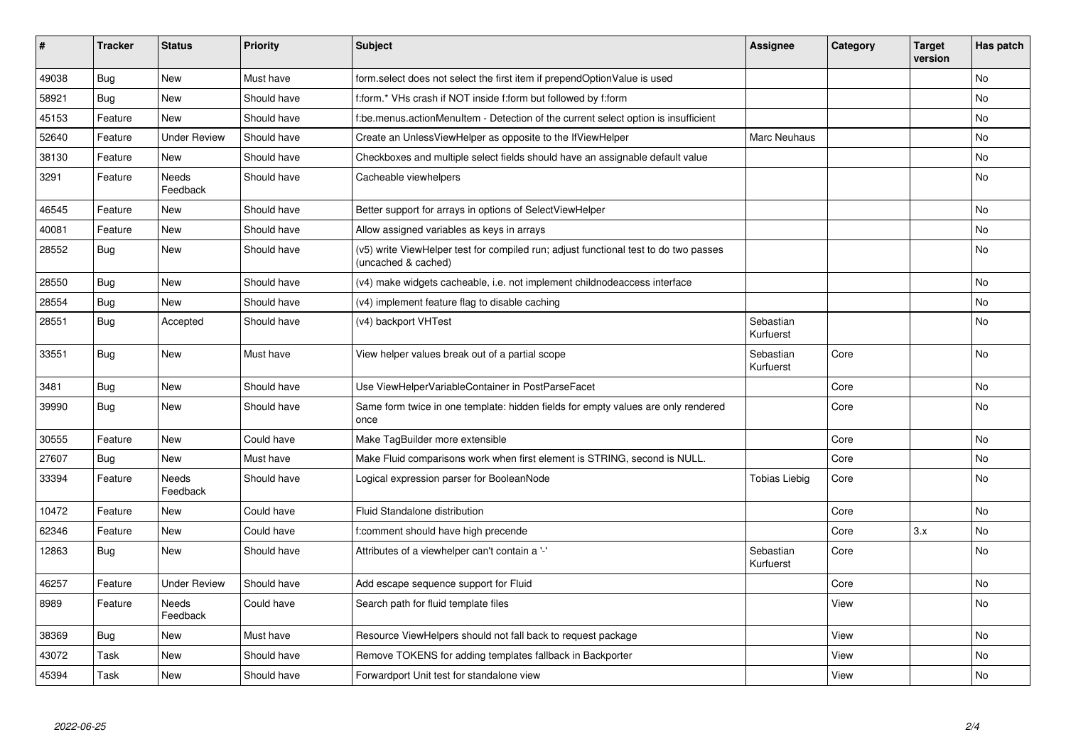| # | Tracker | Status | Priority | Subject | Assignee | Category | Target version | Has patch |
|---|---|---|---|---|---|---|---|---|
| 49038 | Bug | New | Must have | form.select does not select the first item if prependOptionValue is used | | | | No |
| 58921 | Bug | New | Should have | f:form.* VHs crash if NOT inside f:form but followed by f:form | | | | No |
| 45153 | Feature | New | Should have | f:be.menus.actionMenuItem - Detection of the current select option is insufficient | | | | No |
| 52640 | Feature | Under Review | Should have | Create an UnlessViewHelper as opposite to the IfViewHelper | Marc Neuhaus | | | No |
| 38130 | Feature | New | Should have | Checkboxes and multiple select fields should have an assignable default value | | | | No |
| 3291 | Feature | Needs Feedback | Should have | Cacheable viewhelpers | | | | No |
| 46545 | Feature | New | Should have | Better support for arrays in options of SelectViewHelper | | | | No |
| 40081 | Feature | New | Should have | Allow assigned variables as keys in arrays | | | | No |
| 28552 | Bug | New | Should have | (v5) write ViewHelper test for compiled run; adjust functional test to do two passes (uncached & cached) | | | | No |
| 28550 | Bug | New | Should have | (v4) make widgets cacheable, i.e. not implement childnodeaccess interface | | | | No |
| 28554 | Bug | New | Should have | (v4) implement feature flag to disable caching | | | | No |
| 28551 | Bug | Accepted | Should have | (v4) backport VHTest | Sebastian Kurfuerst | | | No |
| 33551 | Bug | New | Must have | View helper values break out of a partial scope | Sebastian Kurfuerst | Core | | No |
| 3481 | Bug | New | Should have | Use ViewHelperVariableContainer in PostParseFacet | | Core | | No |
| 39990 | Bug | New | Should have | Same form twice in one template: hidden fields for empty values are only rendered once | | Core | | No |
| 30555 | Feature | New | Could have | Make TagBuilder more extensible | | Core | | No |
| 27607 | Bug | New | Must have | Make Fluid comparisons work when first element is STRING, second is NULL. | | Core | | No |
| 33394 | Feature | Needs Feedback | Should have | Logical expression parser for BooleanNode | Tobias Liebig | Core | | No |
| 10472 | Feature | New | Could have | Fluid Standalone distribution | | Core | | No |
| 62346 | Feature | New | Could have | f:comment should have high precende | | Core | 3.x | No |
| 12863 | Bug | New | Should have | Attributes of a viewhelper can't contain a '-' | Sebastian Kurfuerst | Core | | No |
| 46257 | Feature | Under Review | Should have | Add escape sequence support for Fluid | | Core | | No |
| 8989 | Feature | Needs Feedback | Could have | Search path for fluid template files | | View | | No |
| 38369 | Bug | New | Must have | Resource ViewHelpers should not fall back to request package | | View | | No |
| 43072 | Task | New | Should have | Remove TOKENS for adding templates fallback in Backporter | | View | | No |
| 45394 | Task | New | Should have | Forwardport Unit test for standalone view | | View | | No |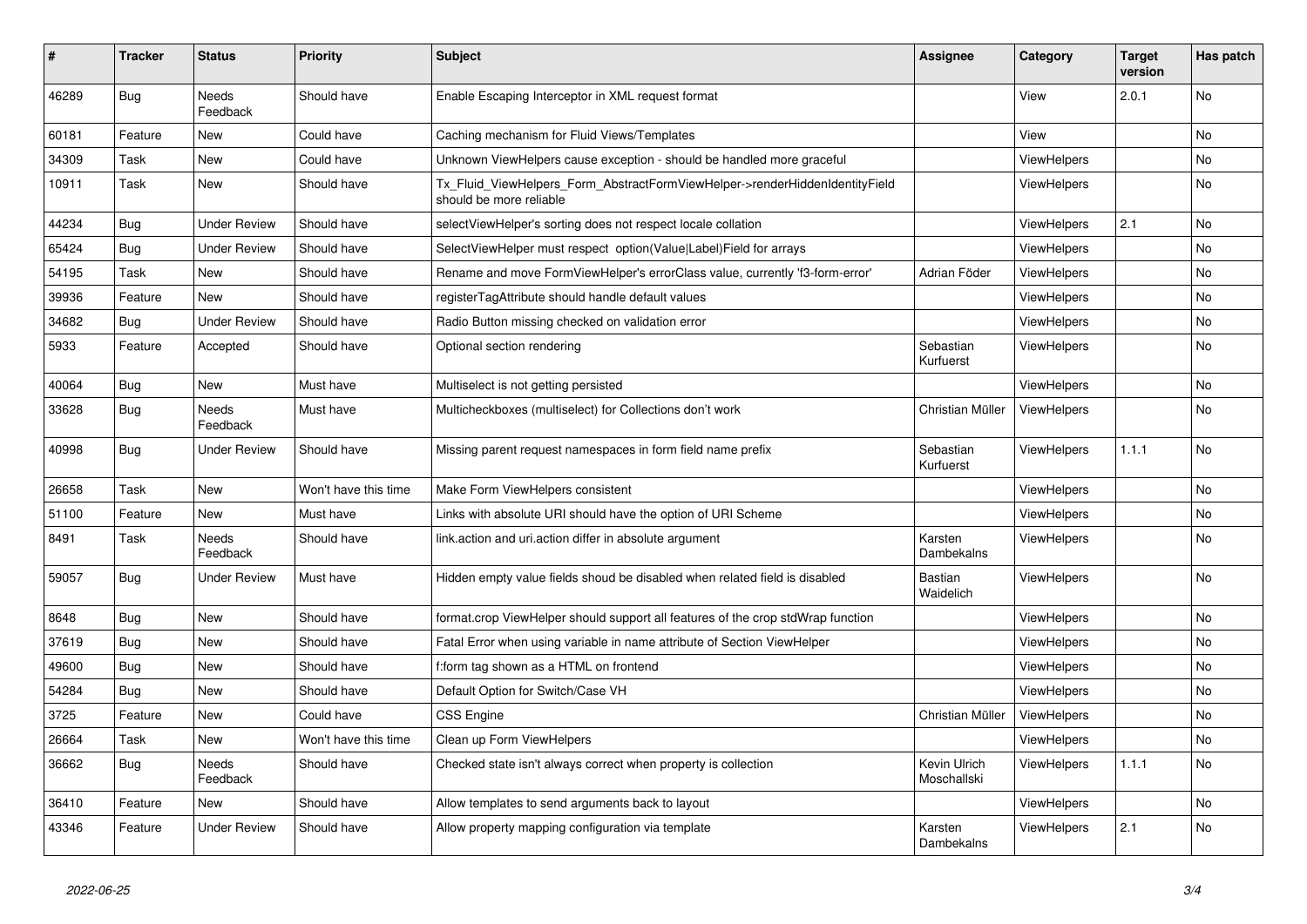| # | Tracker | Status | Priority | Subject | Assignee | Category | Target version | Has patch |
|---|---|---|---|---|---|---|---|---|
| 46289 | Bug | Needs Feedback | Should have | Enable Escaping Interceptor in XML request format | | View | 2.0.1 | No |
| 60181 | Feature | New | Could have | Caching mechanism for Fluid Views/Templates | | View | | No |
| 34309 | Task | New | Could have | Unknown ViewHelpers cause exception - should be handled more graceful | | ViewHelpers | | No |
| 10911 | Task | New | Should have | Tx_Fluid_ViewHelpers_Form_AbstractFormViewHelper->renderHiddenIdentityField should be more reliable | | ViewHelpers | | No |
| 44234 | Bug | Under Review | Should have | selectViewHelper's sorting does not respect locale collation | | ViewHelpers | 2.1 | No |
| 65424 | Bug | Under Review | Should have | SelectViewHelper must respect option(Value\|Label)Field for arrays | | ViewHelpers | | No |
| 54195 | Task | New | Should have | Rename and move FormViewHelper's errorClass value, currently 'f3-form-error' | Adrian Föder | ViewHelpers | | No |
| 39936 | Feature | New | Should have | registerTagAttribute should handle default values | | ViewHelpers | | No |
| 34682 | Bug | Under Review | Should have | Radio Button missing checked on validation error | | ViewHelpers | | No |
| 5933 | Feature | Accepted | Should have | Optional section rendering | Sebastian Kurfuerst | ViewHelpers | | No |
| 40064 | Bug | New | Must have | Multiselect is not getting persisted | | ViewHelpers | | No |
| 33628 | Bug | Needs Feedback | Must have | Multicheckboxes (multiselect) for Collections don't work | Christian Müller | ViewHelpers | | No |
| 40998 | Bug | Under Review | Should have | Missing parent request namespaces in form field name prefix | Sebastian Kurfuerst | ViewHelpers | 1.1.1 | No |
| 26658 | Task | New | Won't have this time | Make Form ViewHelpers consistent | | ViewHelpers | | No |
| 51100 | Feature | New | Must have | Links with absolute URI should have the option of URI Scheme | | ViewHelpers | | No |
| 8491 | Task | Needs Feedback | Should have | link.action and uri.action differ in absolute argument | Karsten Dambekalns | ViewHelpers | | No |
| 59057 | Bug | Under Review | Must have | Hidden empty value fields shoud be disabled when related field is disabled | Bastian Waidelich | ViewHelpers | | No |
| 8648 | Bug | New | Should have | format.crop ViewHelper should support all features of the crop stdWrap function | | ViewHelpers | | No |
| 37619 | Bug | New | Should have | Fatal Error when using variable in name attribute of Section ViewHelper | | ViewHelpers | | No |
| 49600 | Bug | New | Should have | f:form tag shown as a HTML on frontend | | ViewHelpers | | No |
| 54284 | Bug | New | Should have | Default Option for Switch/Case VH | | ViewHelpers | | No |
| 3725 | Feature | New | Could have | CSS Engine | Christian Müller | ViewHelpers | | No |
| 26664 | Task | New | Won't have this time | Clean up Form ViewHelpers | | ViewHelpers | | No |
| 36662 | Bug | Needs Feedback | Should have | Checked state isn't always correct when property is collection | Kevin Ulrich Moschallski | ViewHelpers | 1.1.1 | No |
| 36410 | Feature | New | Should have | Allow templates to send arguments back to layout | | ViewHelpers | | No |
| 43346 | Feature | Under Review | Should have | Allow property mapping configuration via template | Karsten Dambekalns | ViewHelpers | 2.1 | No |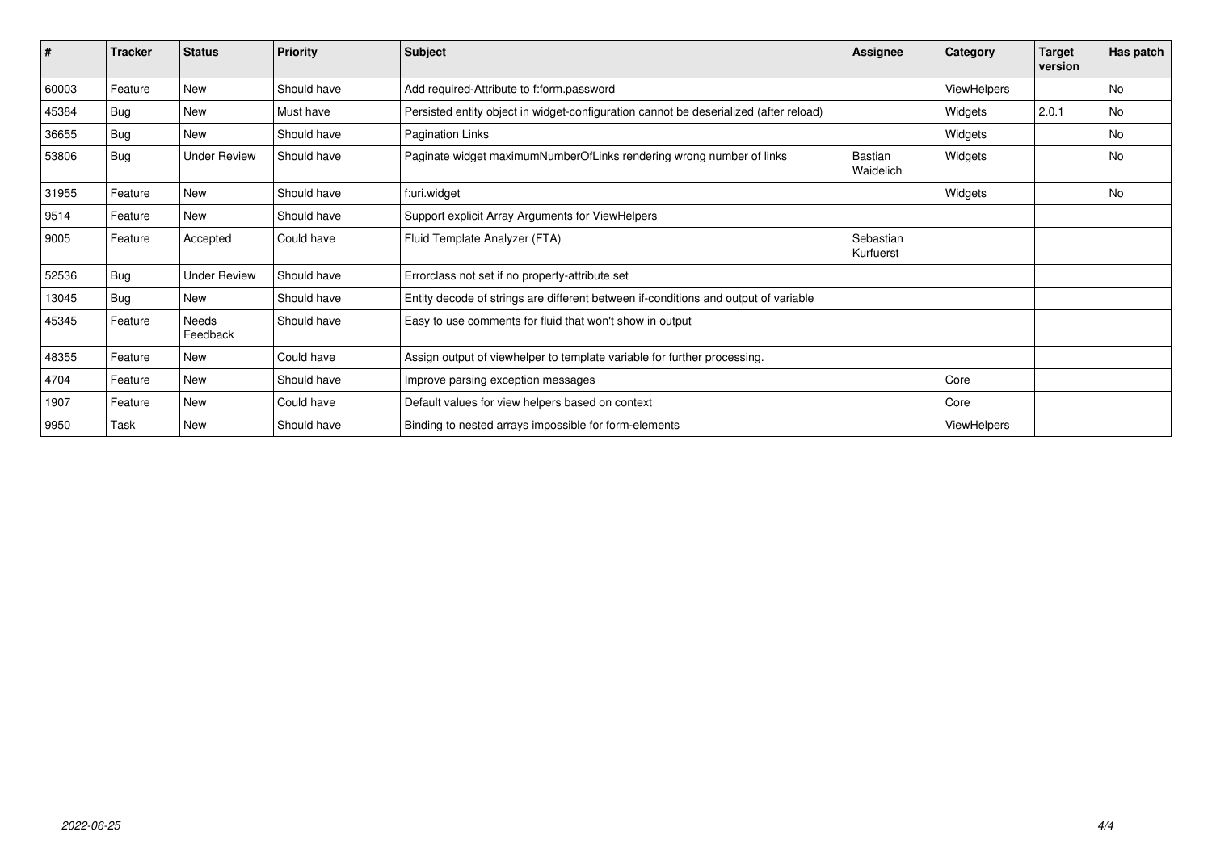| # | Tracker | Status | Priority | Subject | Assignee | Category | Target version | Has patch |
|---|---|---|---|---|---|---|---|---|
| 60003 | Feature | New | Should have | Add required-Attribute to f:form.password | | ViewHelpers | | No |
| 45384 | Bug | New | Must have | Persisted entity object in widget-configuration cannot be deserialized (after reload) | | Widgets | 2.0.1 | No |
| 36655 | Bug | New | Should have | Pagination Links | | Widgets | | No |
| 53806 | Bug | Under Review | Should have | Paginate widget maximumNumberOfLinks rendering wrong number of links | Bastian Waidelich | Widgets | | No |
| 31955 | Feature | New | Should have | f:uri.widget | | Widgets | | No |
| 9514 | Feature | New | Should have | Support explicit Array Arguments for ViewHelpers | | | | |
| 9005 | Feature | Accepted | Could have | Fluid Template Analyzer (FTA) | Sebastian Kurfuerst | | | |
| 52536 | Bug | Under Review | Should have | Errorclass not set if no property-attribute set | | | | |
| 13045 | Bug | New | Should have | Entity decode of strings are different between if-conditions and output of variable | | | | |
| 45345 | Feature | Needs Feedback | Should have | Easy to use comments for fluid that won't show in output | | | | |
| 48355 | Feature | New | Could have | Assign output of viewhelper to template variable for further processing. | | | | |
| 4704 | Feature | New | Should have | Improve parsing exception messages | | Core | | |
| 1907 | Feature | New | Could have | Default values for view helpers based on context | | Core | | |
| 9950 | Task | New | Should have | Binding to nested arrays impossible for form-elements | | ViewHelpers | | |

*2022-06-25*